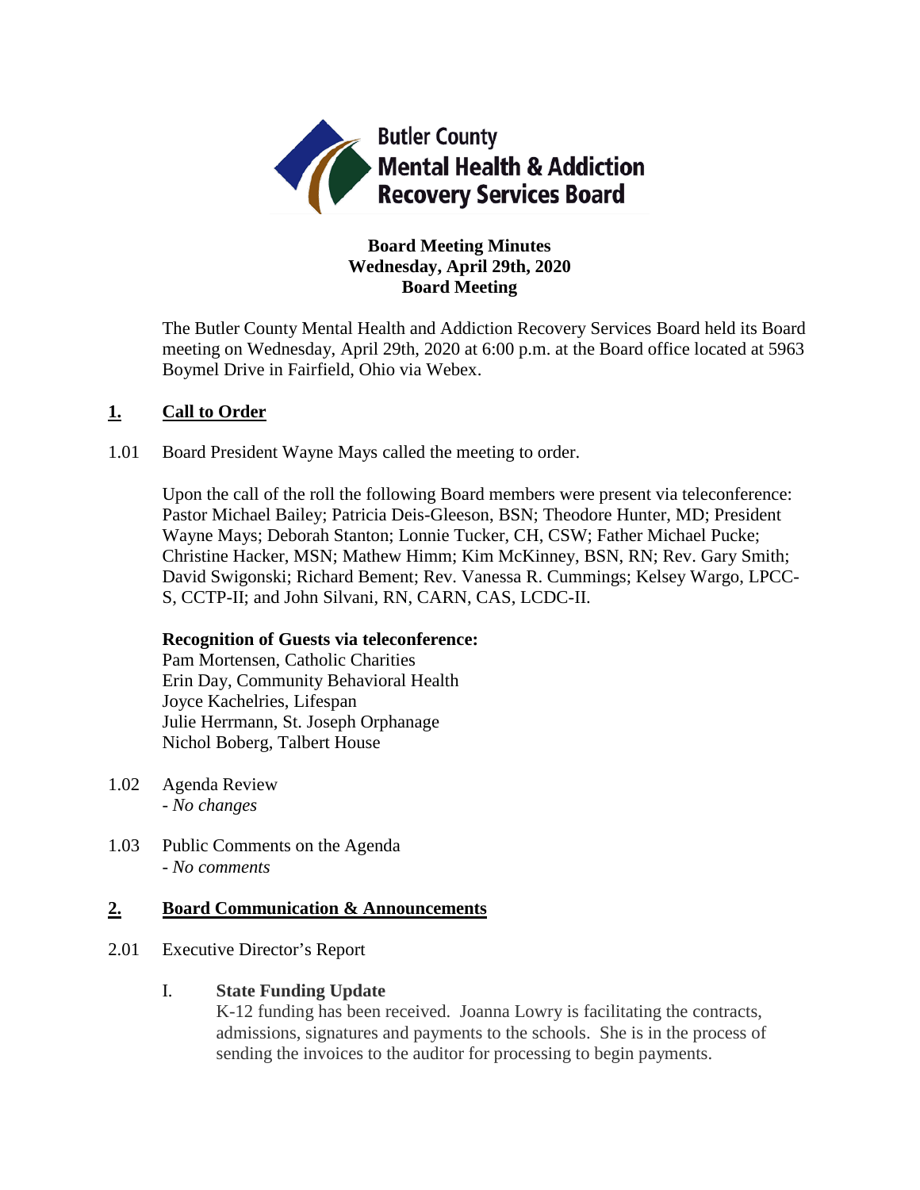**Butler County Mental Health & Addiction Recovery Services Board**

# Board Meeting Minutes
## Wednesday, April 29th, 2020
## Board Meeting

The Butler County Mental Health and Addiction Recovery Services Board held its Board meeting on Wednesday, April 29th, 2020 at 6:00 p.m. at the Board office located at 5963 Boymel Drive in Fairfield, Ohio via Webex.

## 1. Call to Order

1.01 Board President Wayne Mays called the meeting to order.

Upon the call of the roll the following Board members were present via teleconference: Pastor Michael Bailey; Patricia Deis-Gleeson, BSN; Theodore Hunter, MD; President Wayne Mays; Deborah Stanton; Lonnie Tucker, CH, CSW; Father Michael Pucke; Christine Hacker, MSN; Mathew Himm; Kim McKinney, BSN, RN; Rev. Gary Smith; David Swigonski; Richard Bement; Rev. Vanessa R. Cummings; Kelsey Wargo, LPCC-S, CCTP-II; and John Silvani, RN, CARN, CAS, LCDC-II.

**Recognition of Guests via teleconference:**
Pam Mortensen, Catholic Charities
Erin Day, Community Behavioral Health
Joyce Kachelries, Lifespan
Julie Herrmann, St. Joseph Orphanage
Nichol Boberg, Talbert House

1.02 Agenda Review
- *No changes*

1.03 Public Comments on the Agenda
- *No comments*

## 2. Board Communication & Announcements

2.01 Executive Director's Report

I. **State Funding Update**
K-12 funding has been received. Joanna Lowry is facilitating the contracts, admissions, signatures and payments to the schools. She is in the process of sending the invoices to the auditor for processing to begin payments.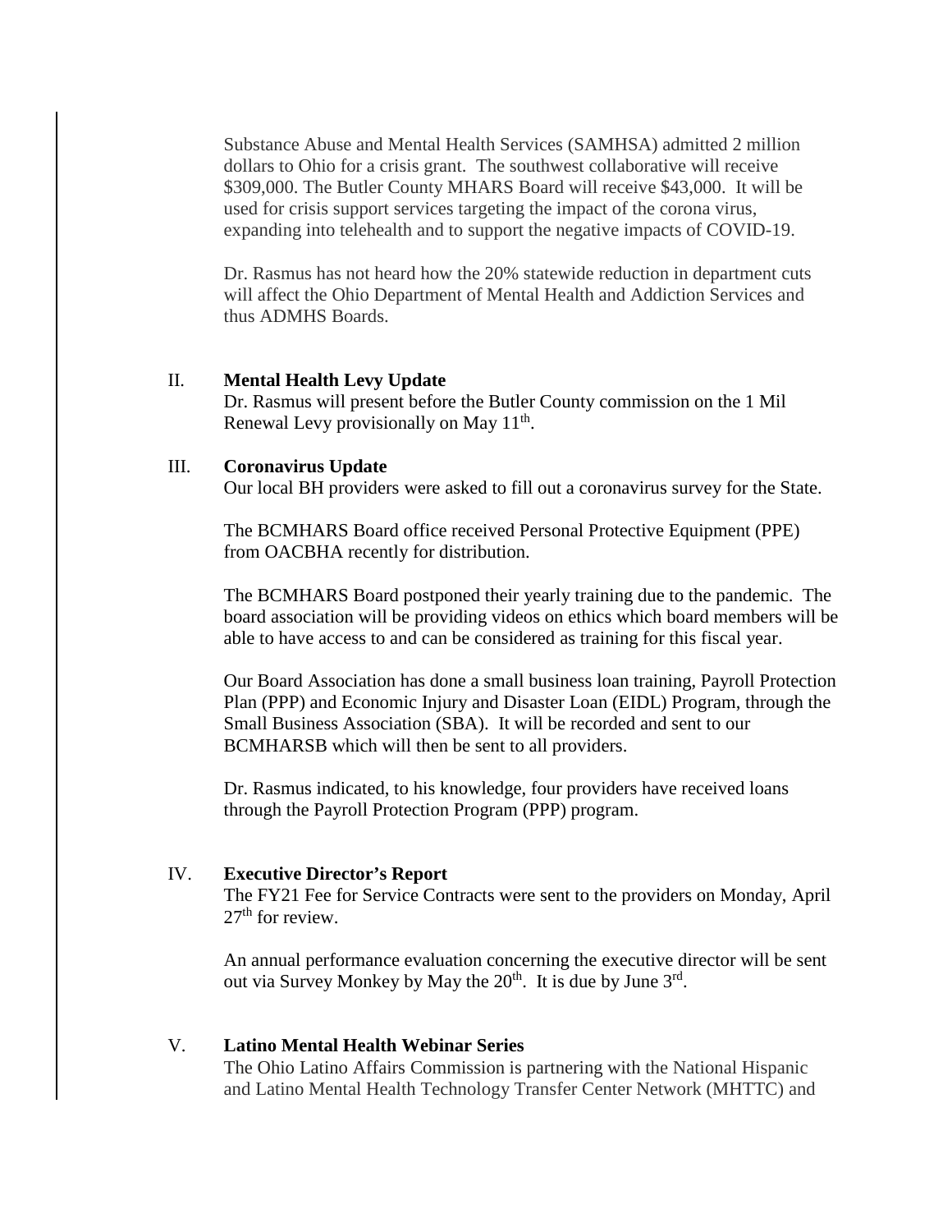Substance Abuse and Mental Health Services (SAMHSA) admitted 2 million dollars to Ohio for a crisis grant. The southwest collaborative will receive \$309,000. The Butler County MHARS Board will receive \$43,000. It will be used for crisis support services targeting the impact of the corona virus, expanding into telehealth and to support the negative impacts of COVID-19.

Dr. Rasmus has not heard how the 20% statewide reduction in department cuts will affect the Ohio Department of Mental Health and Addiction Services and thus ADMHS Boards.

## II. Mental Health Levy Update

Dr. Rasmus will present before the Butler County commission on the 1 Mil Renewal Levy provisionally on May 11th.

## III. Coronavirus Update

Our local BH providers were asked to fill out a coronavirus survey for the State.

The BCMHARS Board office received Personal Protective Equipment (PPE) from OACBHA recently for distribution.

The BCMHARS Board postponed their yearly training due to the pandemic. The board association will be providing videos on ethics which board members will be able to have access to and can be considered as training for this fiscal year.

Our Board Association has done a small business loan training, Payroll Protection Plan (PPP) and Economic Injury and Disaster Loan (EIDL) Program, through the Small Business Association (SBA). It will be recorded and sent to our BCMHARSB which will then be sent to all providers.

Dr. Rasmus indicated, to his knowledge, four providers have received loans through the Payroll Protection Program (PPP) program.

## IV. Executive Director's Report

The FY21 Fee for Service Contracts were sent to the providers on Monday, April 27th for review.

An annual performance evaluation concerning the executive director will be sent out via Survey Monkey by May the 20th. It is due by June 3rd.

## V. Latino Mental Health Webinar Series

The Ohio Latino Affairs Commission is partnering with the National Hispanic and Latino Mental Health Technology Transfer Center Network (MHTTC) and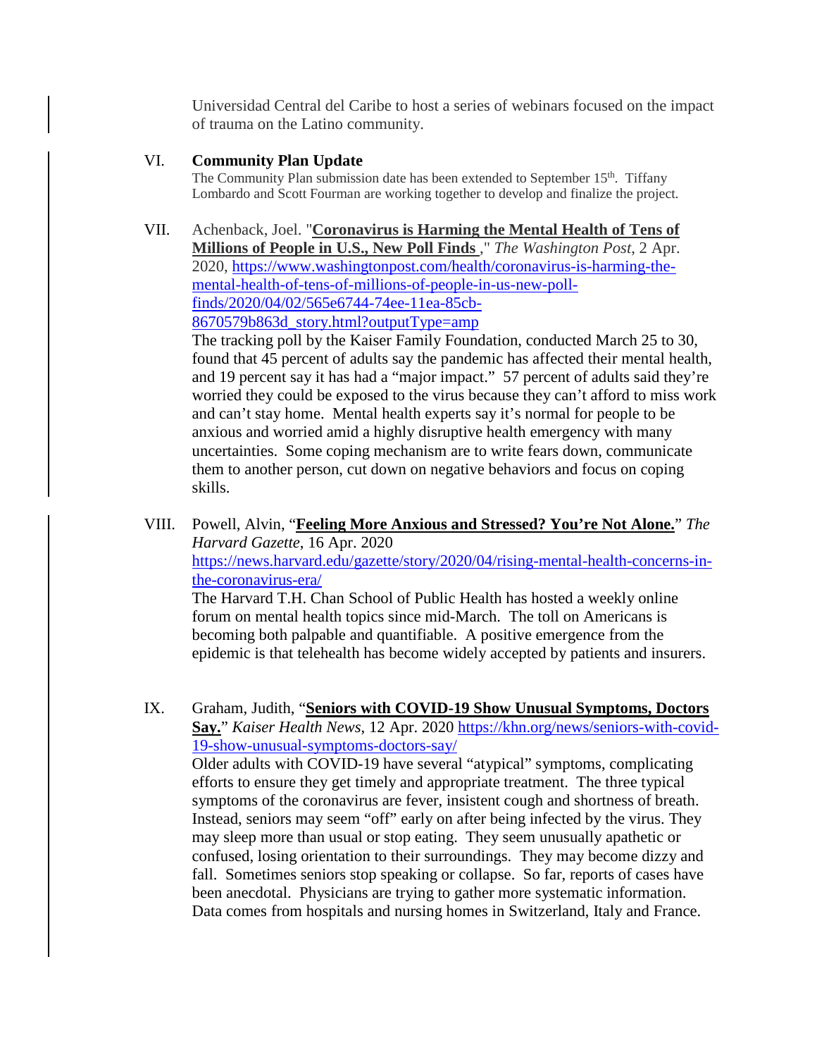Universidad Central del Caribe to host a series of webinars focused on the impact of trauma on the Latino community.

VI. **Community Plan Update**

The Community Plan submission date has been extended to September 15th. Tiffany Lombardo and Scott Fourman are working together to develop and finalize the project.

VII. Achenback, Joel. "**Coronavirus is Harming the Mental Health of Tens of Millions of People in U.S., New Poll Finds** ," *The Washington Post*, 2 Apr. 2020, https://www.washingtonpost.com/health/coronavirus-is-harming-the-mental-health-of-tens-of-millions-of-people-in-us-new-poll-finds/2020/04/02/565e6744-74ee-11ea-85cb-8670579b863d_story.html?outputType=amp

The tracking poll by the Kaiser Family Foundation, conducted March 25 to 30, found that 45 percent of adults say the pandemic has affected their mental health, and 19 percent say it has had a "major impact." 57 percent of adults said they're worried they could be exposed to the virus because they can't afford to miss work and can't stay home. Mental health experts say it's normal for people to be anxious and worried amid a highly disruptive health emergency with many uncertainties. Some coping mechanism are to write fears down, communicate them to another person, cut down on negative behaviors and focus on coping skills.

VIII. Powell, Alvin, "**Feeling More Anxious and Stressed? You're Not Alone.**" *The Harvard Gazette*, 16 Apr. 2020 https://news.harvard.edu/gazette/story/2020/04/rising-mental-health-concerns-in-the-coronavirus-era/

The Harvard T.H. Chan School of Public Health has hosted a weekly online forum on mental health topics since mid-March. The toll on Americans is becoming both palpable and quantifiable. A positive emergence from the epidemic is that telehealth has become widely accepted by patients and insurers.

IX. Graham, Judith, "**Seniors with COVID-19 Show Unusual Symptoms, Doctors Say.**" *Kaiser Health News*, 12 Apr. 2020 https://khn.org/news/seniors-with-covid-19-show-unusual-symptoms-doctors-say/

Older adults with COVID-19 have several "atypical" symptoms, complicating efforts to ensure they get timely and appropriate treatment. The three typical symptoms of the coronavirus are fever, insistent cough and shortness of breath. Instead, seniors may seem "off" early on after being infected by the virus. They may sleep more than usual or stop eating. They seem unusually apathetic or confused, losing orientation to their surroundings. They may become dizzy and fall. Sometimes seniors stop speaking or collapse. So far, reports of cases have been anecdotal. Physicians are trying to gather more systematic information. Data comes from hospitals and nursing homes in Switzerland, Italy and France.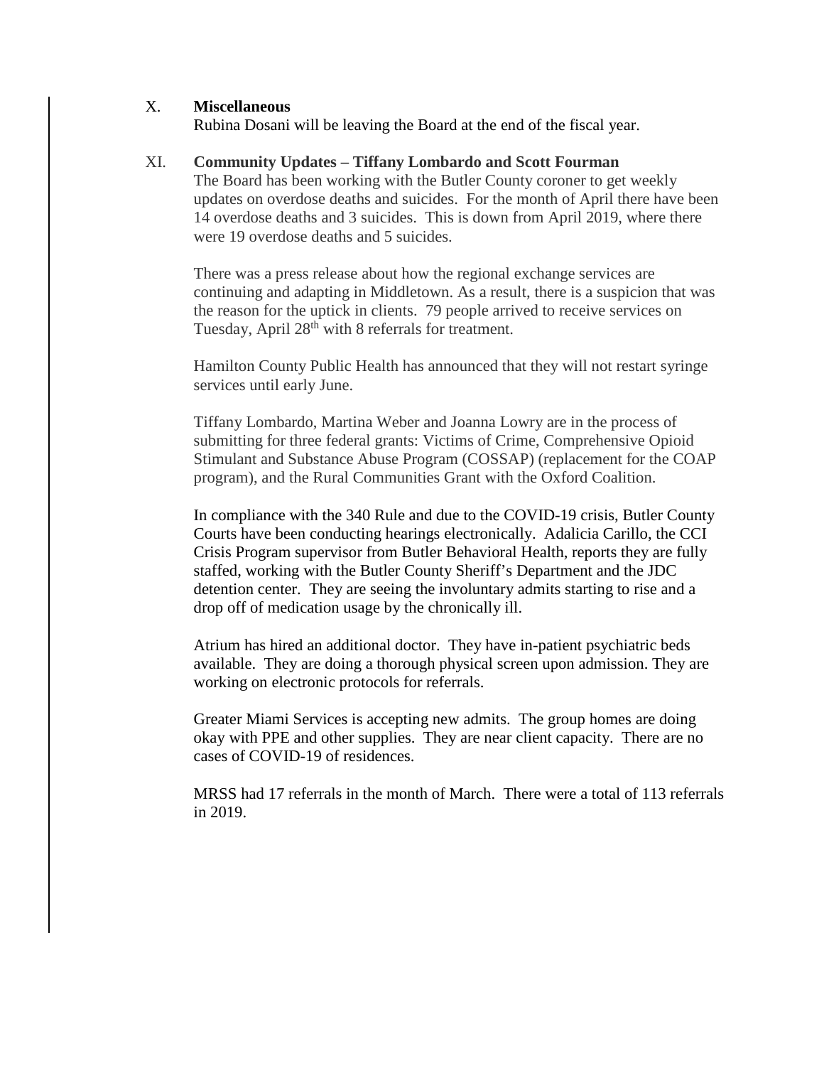## X. **Miscellaneous**

Rubina Dosani will be leaving the Board at the end of the fiscal year.

## XI. **Community Updates – Tiffany Lombardo and Scott Fourman**

The Board has been working with the Butler County coroner to get weekly updates on overdose deaths and suicides. For the month of April there have been 14 overdose deaths and 3 suicides. This is down from April 2019, where there were 19 overdose deaths and 5 suicides.

There was a press release about how the regional exchange services are continuing and adapting in Middletown. As a result, there is a suspicion that was the reason for the uptick in clients. 79 people arrived to receive services on Tuesday, April 28th with 8 referrals for treatment.

Hamilton County Public Health has announced that they will not restart syringe services until early June.

Tiffany Lombardo, Martina Weber and Joanna Lowry are in the process of submitting for three federal grants: Victims of Crime, Comprehensive Opioid Stimulant and Substance Abuse Program (COSSAP) (replacement for the COAP program), and the Rural Communities Grant with the Oxford Coalition.

In compliance with the 340 Rule and due to the COVID-19 crisis, Butler County Courts have been conducting hearings electronically. Adalicia Carillo, the CCI Crisis Program supervisor from Butler Behavioral Health, reports they are fully staffed, working with the Butler County Sheriff's Department and the JDC detention center. They are seeing the involuntary admits starting to rise and a drop off of medication usage by the chronically ill.

Atrium has hired an additional doctor. They have in-patient psychiatric beds available. They are doing a thorough physical screen upon admission. They are working on electronic protocols for referrals.

Greater Miami Services is accepting new admits. The group homes are doing okay with PPE and other supplies. They are near client capacity. There are no cases of COVID-19 of residences.

MRSS had 17 referrals in the month of March. There were a total of 113 referrals in 2019.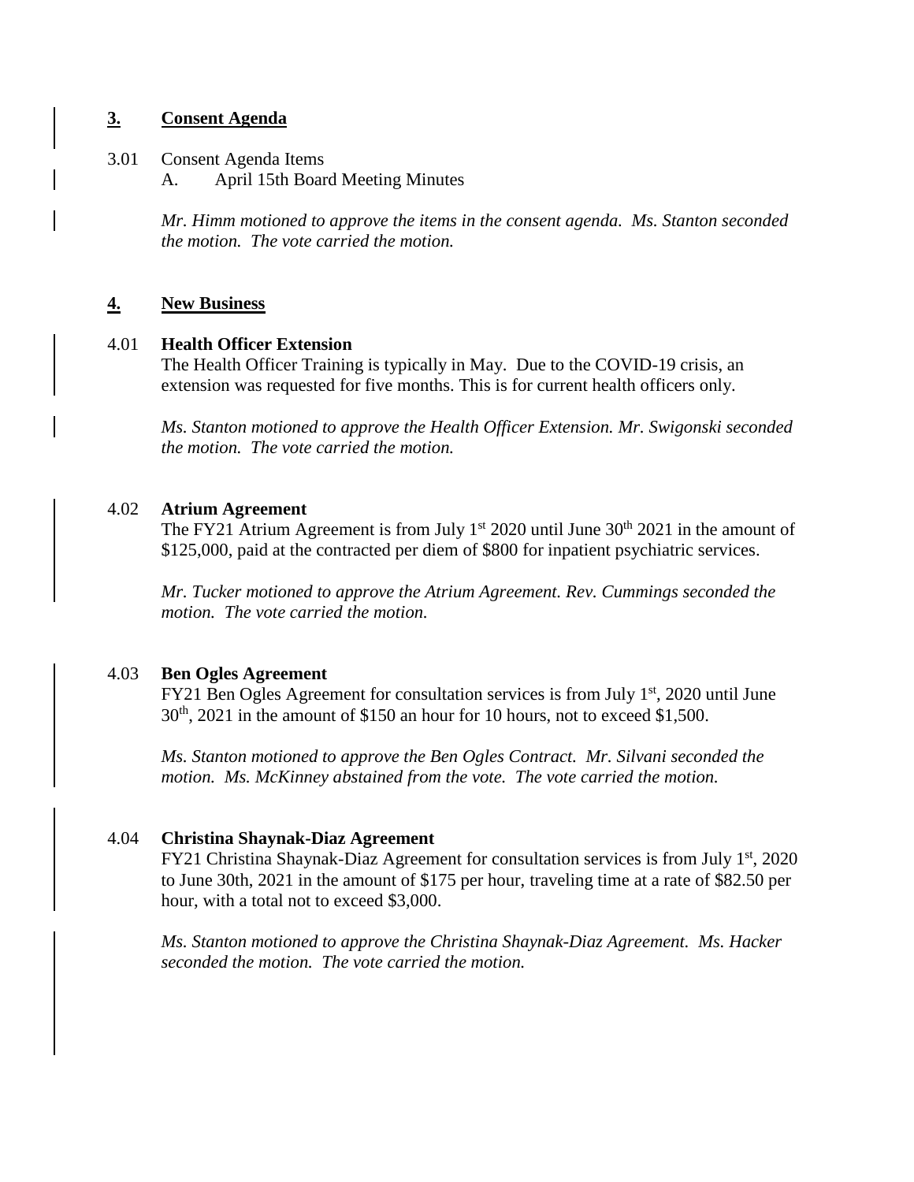## 3. Consent Agenda

3.01 Consent Agenda Items

A. April 15th Board Meeting Minutes

*Mr. Himm motioned to approve the items in the consent agenda. Ms. Stanton seconded the motion. The vote carried the motion.*

## 4. New Business

### 4.01 Health Officer Extension

The Health Officer Training is typically in May. Due to the COVID-19 crisis, an extension was requested for five months. This is for current health officers only.

*Ms. Stanton motioned to approve the Health Officer Extension. Mr. Swigonski seconded the motion. The vote carried the motion.*

### 4.02 Atrium Agreement

The FY21 Atrium Agreement is from July 1st 2020 until June 30th 2021 in the amount of $125,000, paid at the contracted per diem of $800 for inpatient psychiatric services.

*Mr. Tucker motioned to approve the Atrium Agreement. Rev. Cummings seconded the motion. The vote carried the motion.*

### 4.03 Ben Ogles Agreement

FY21 Ben Ogles Agreement for consultation services is from July 1st, 2020 until June 30th, 2021 in the amount of $150 an hour for 10 hours, not to exceed $1,500.

*Ms. Stanton motioned to approve the Ben Ogles Contract. Mr. Silvani seconded the motion. Ms. McKinney abstained from the vote. The vote carried the motion.*

### 4.04 Christina Shaynak-Diaz Agreement

FY21 Christina Shaynak-Diaz Agreement for consultation services is from July 1st, 2020 to June 30th, 2021 in the amount of $175 per hour, traveling time at a rate of $82.50 per hour, with a total not to exceed $3,000.

*Ms. Stanton motioned to approve the Christina Shaynak-Diaz Agreement. Ms. Hacker seconded the motion. The vote carried the motion.*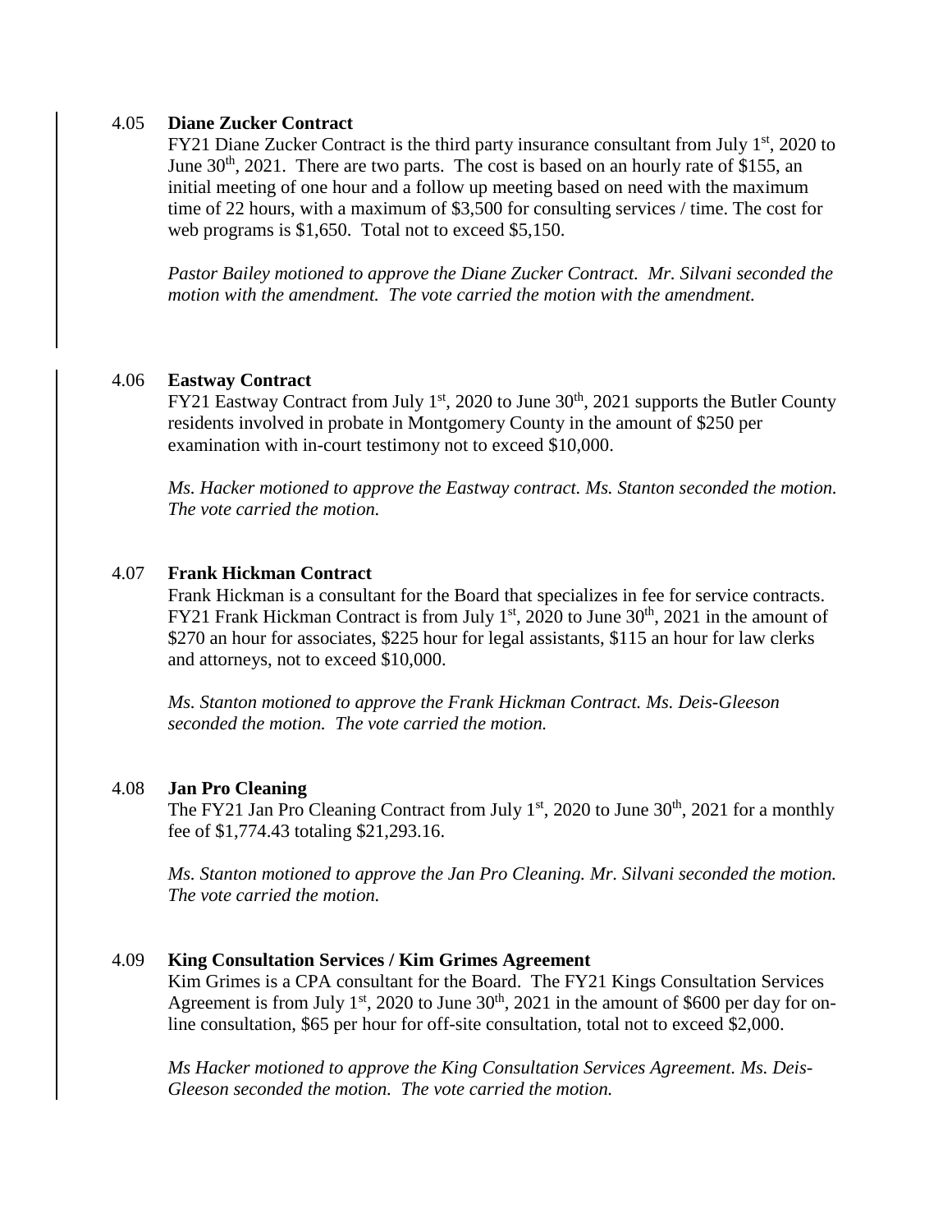### 4.05 **Diane Zucker Contract**

FY21 Diane Zucker Contract is the third party insurance consultant from July 1st, 2020 to June 30th, 2021. There are two parts. The cost is based on an hourly rate of $155, an initial meeting of one hour and a follow up meeting based on need with the maximum time of 22 hours, with a maximum of $3,500 for consulting services / time. The cost for web programs is $1,650. Total not to exceed $5,150.

*Pastor Bailey motioned to approve the Diane Zucker Contract. Mr. Silvani seconded the motion with the amendment. The vote carried the motion with the amendment.*

### 4.06 **Eastway Contract**

FY21 Eastway Contract from July 1st, 2020 to June 30th, 2021 supports the Butler County residents involved in probate in Montgomery County in the amount of $250 per examination with in-court testimony not to exceed $10,000.

*Ms. Hacker motioned to approve the Eastway contract. Ms. Stanton seconded the motion. The vote carried the motion.*

### 4.07 **Frank Hickman Contract**

Frank Hickman is a consultant for the Board that specializes in fee for service contracts. FY21 Frank Hickman Contract is from July 1st, 2020 to June 30th, 2021 in the amount of $270 an hour for associates, $225 hour for legal assistants, $115 an hour for law clerks and attorneys, not to exceed $10,000.

*Ms. Stanton motioned to approve the Frank Hickman Contract. Ms. Deis-Gleeson seconded the motion. The vote carried the motion.*

### 4.08 **Jan Pro Cleaning**

The FY21 Jan Pro Cleaning Contract from July 1st, 2020 to June 30th, 2021 for a monthly fee of $1,774.43 totaling $21,293.16.

*Ms. Stanton motioned to approve the Jan Pro Cleaning. Mr. Silvani seconded the motion. The vote carried the motion.*

### 4.09 **King Consultation Services / Kim Grimes Agreement**

Kim Grimes is a CPA consultant for the Board. The FY21 Kings Consultation Services Agreement is from July 1st, 2020 to June 30th, 2021 in the amount of $600 per day for on-line consultation, $65 per hour for off-site consultation, total not to exceed $2,000.

*Ms Hacker motioned to approve the King Consultation Services Agreement. Ms. Deis-Gleeson seconded the motion. The vote carried the motion.*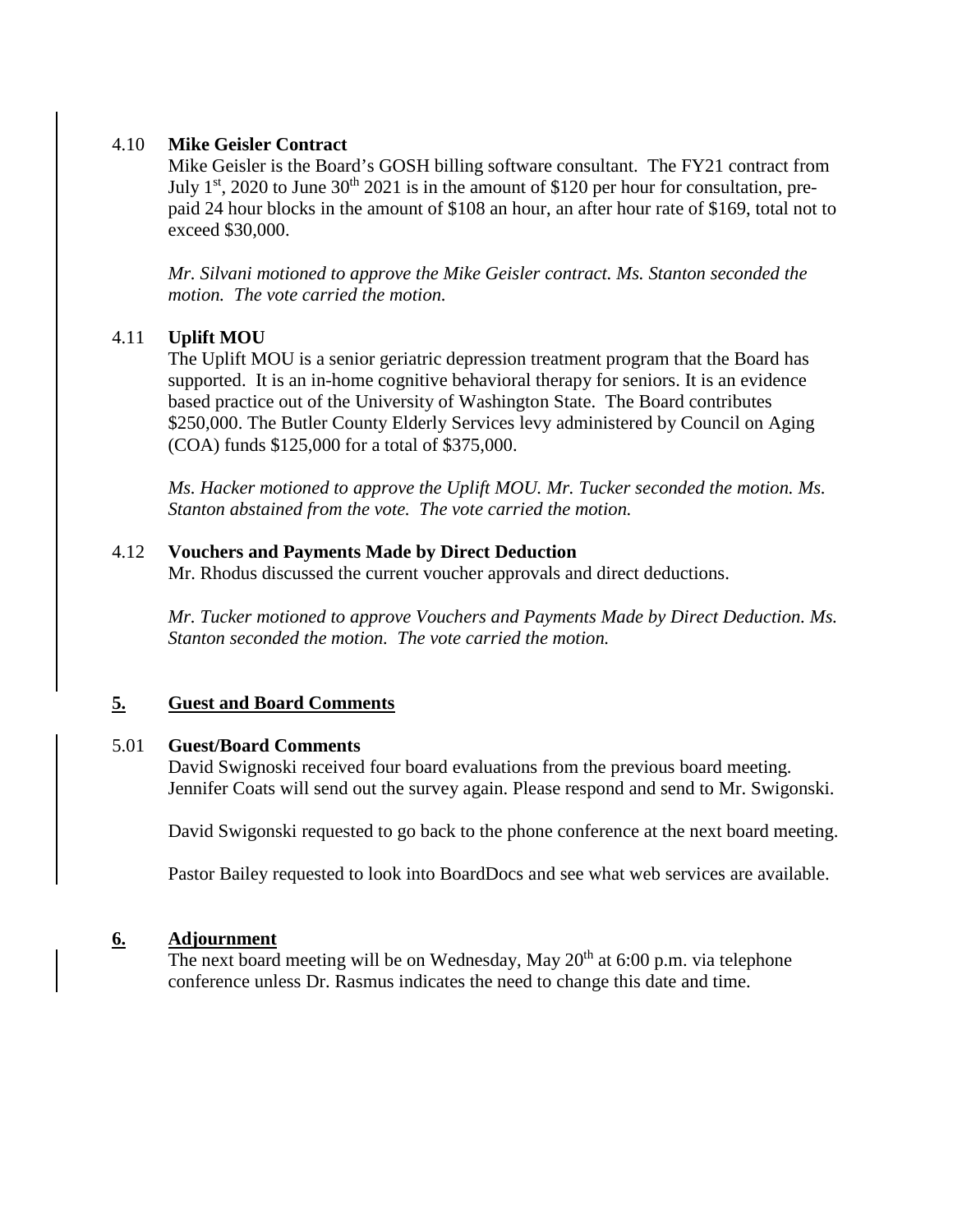4.10 **Mike Geisler Contract**

Mike Geisler is the Board's GOSH billing software consultant. The FY21 contract from July 1st, 2020 to June 30th 2021 is in the amount of $120 per hour for consultation, pre-paid 24 hour blocks in the amount of $108 an hour, an after hour rate of $169, total not to exceed $30,000.

*Mr. Silvani motioned to approve the Mike Geisler contract. Ms. Stanton seconded the motion. The vote carried the motion.*

4.11 **Uplift MOU**

The Uplift MOU is a senior geriatric depression treatment program that the Board has supported. It is an in-home cognitive behavioral therapy for seniors. It is an evidence based practice out of the University of Washington State. The Board contributes $250,000. The Butler County Elderly Services levy administered by Council on Aging (COA) funds $125,000 for a total of $375,000.

*Ms. Hacker motioned to approve the Uplift MOU. Mr. Tucker seconded the motion. Ms. Stanton abstained from the vote. The vote carried the motion.*

4.12 **Vouchers and Payments Made by Direct Deduction**

Mr. Rhodus discussed the current voucher approvals and direct deductions.

*Mr. Tucker motioned to approve Vouchers and Payments Made by Direct Deduction. Ms. Stanton seconded the motion. The vote carried the motion.*

## 5. Guest and Board Comments

5.01 **Guest/Board Comments**

David Swignoski received four board evaluations from the previous board meeting. Jennifer Coats will send out the survey again. Please respond and send to Mr. Swigonski.

David Swigonski requested to go back to the phone conference at the next board meeting.

Pastor Bailey requested to look into BoardDocs and see what web services are available.

## 6. Adjournment

The next board meeting will be on Wednesday, May 20th at 6:00 p.m. via telephone conference unless Dr. Rasmus indicates the need to change this date and time.